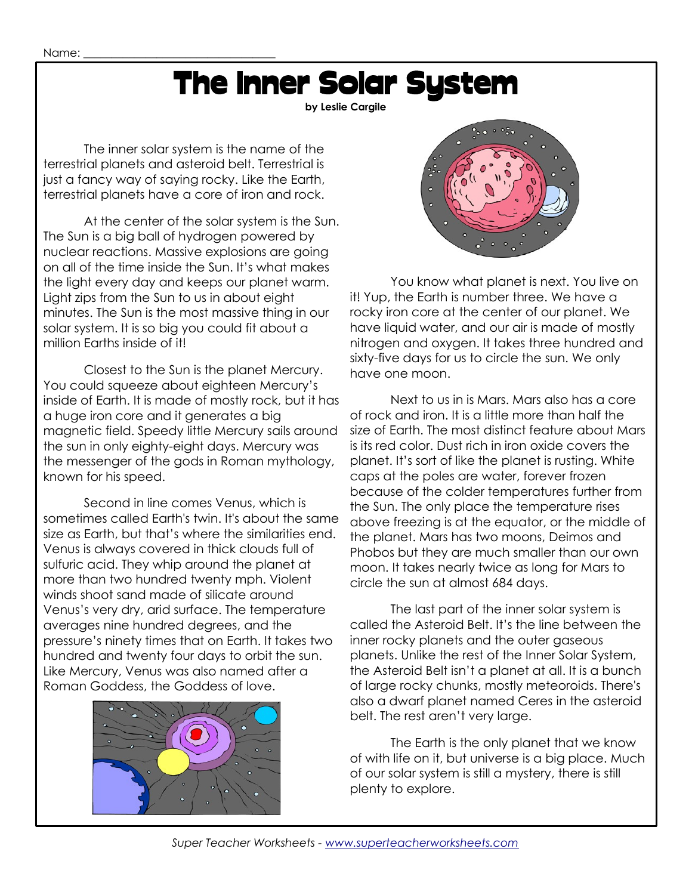Name: ______________________________

# The Inner Solar System

**by Leslie Cargile**

The inner solar system is the name of the terrestrial planets and asteroid belt. Terrestrial is just a fancy way of saying rocky. Like the Earth, terrestrial planets have a core of iron and rock.

At the center of the solar system is the Sun. The Sun is a big ball of hydrogen powered by nuclear reactions. Massive explosions are going on all of the time inside the Sun. It's what makes the light every day and keeps our planet warm. Light zips from the Sun to us in about eight minutes. The Sun is the most massive thing in our solar system. It is so big you could fit about a million Earths inside of it!

Closest to the Sun is the planet Mercury. You could squeeze about eighteen Mercury's inside of Earth. It is made of mostly rock, but it has a huge iron core and it generates a big magnetic field. Speedy little Mercury sails around the sun in only eighty-eight days. Mercury was the messenger of the gods in Roman mythology, known for his speed.

Second in line comes Venus, which is sometimes called Earth's twin. It's about the same size as Earth, but that's where the similarities end. Venus is always covered in thick clouds full of sulfuric acid. They whip around the planet at more than two hundred twenty mph. Violent winds shoot sand made of silicate around Venus's very dry, arid surface. The temperature averages nine hundred degrees, and the pressure's ninety times that on Earth. It takes two hundred and twenty four days to orbit the sun. Like Mercury, Venus was also named after a Roman Goddess, the Goddess of love.

You know what planet is next. You live on it! Yup, the Earth is number three. We have a rocky iron core at the center of our planet. We have liquid water, and our air is made of mostly nitrogen and oxygen. It takes three hundred and sixty-five days for us to circle the sun. We only have one moon.

Next to us in is Mars. Mars also has a core of rock and iron. It is a little more than half the size of Earth. The most distinct feature about Mars is its red color. Dust rich in iron oxide covers the planet. It's sort of like the planet is rusting. White caps at the poles are water, forever frozen because of the colder temperatures further from the Sun. The only place the temperature rises above freezing is at the equator, or the middle of the planet. Mars has two moons, Deimos and Phobos but they are much smaller than our own moon. It takes nearly twice as long for Mars to circle the sun at almost 684 days.

The last part of the inner solar system is called the Asteroid Belt. It's the line between the inner rocky planets and the outer gaseous planets. Unlike the rest of the Inner Solar System, the Asteroid Belt isn't a planet at all. It is a bunch of large rocky chunks, mostly meteoroids. There's also a dwarf planet named Ceres in the asteroid belt. The rest aren't very large.

The Earth is the only planet that we know of with life on it, but universe is a big place. Much of our solar system is still a mystery, there is still plenty to explore.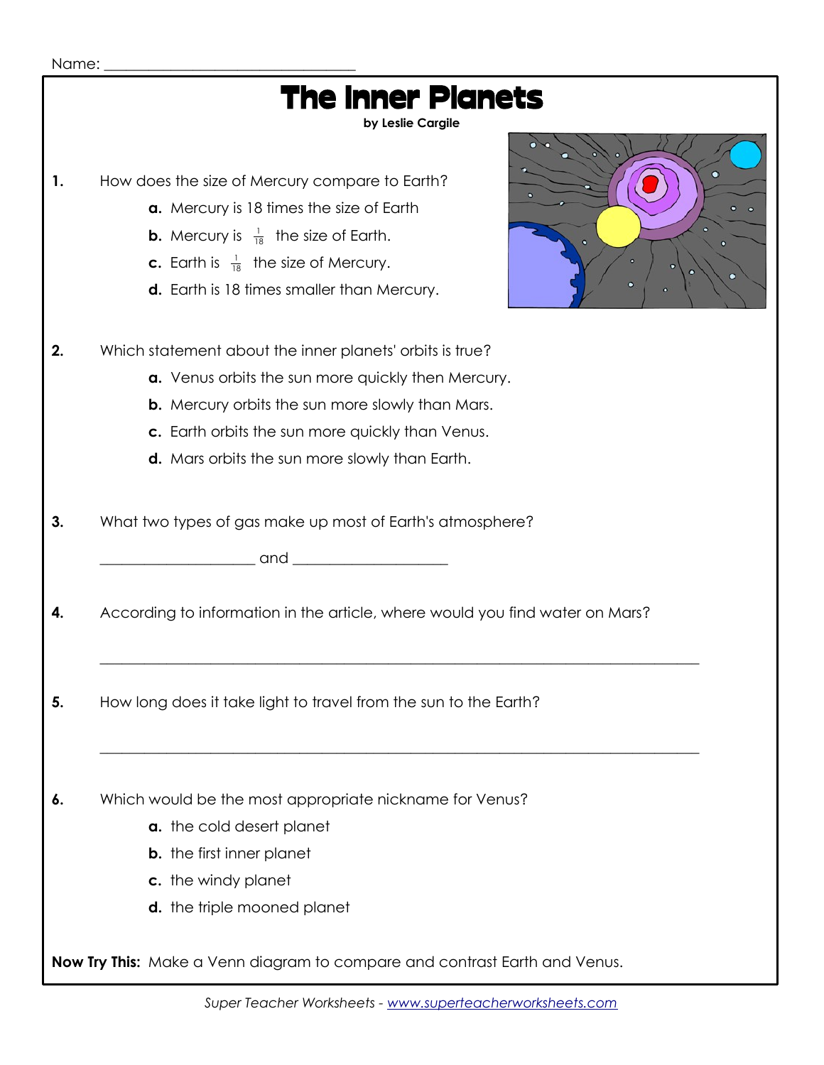Name: ________________________________

# The Inner Planets

**by Leslie Cargile**

**1.** How does the size of Mercury compare to Earth?

- **a.** Mercury is 18 times the size of Earth
- **b.** Mercury is $\frac{1}{18}$ the size of Earth.
- **c.** Earth is $\frac{1}{18}$ the size of Mercury.
- **d.** Earth is 18 times smaller than Mercury.

**2.** Which statement about the inner planets' orbits is true?

- **a.** Venus orbits the sun more quickly then Mercury.
- **b.** Mercury orbits the sun more slowly than Mars.
- **c.** Earth orbits the sun more quickly than Venus.
- **d.** Mars orbits the sun more slowly than Earth.

**3.** What two types of gas make up most of Earth's atmosphere?

____________________ and ____________________

**4.** According to information in the article, where would you find water on Mars?

______________________________________________________________________________

**5.** How long does it take light to travel from the sun to the Earth?

______________________________________________________________________________

**6.** Which would be the most appropriate nickname for Venus?

- **a.** the cold desert planet
- **b.** the first inner planet
- **c.** the windy planet
- **d.** the triple mooned planet

**Now Try This:** Make a Venn diagram to compare and contrast Earth and Venus.

*Super Teacher Worksheets - www.superteacherworksheets.com*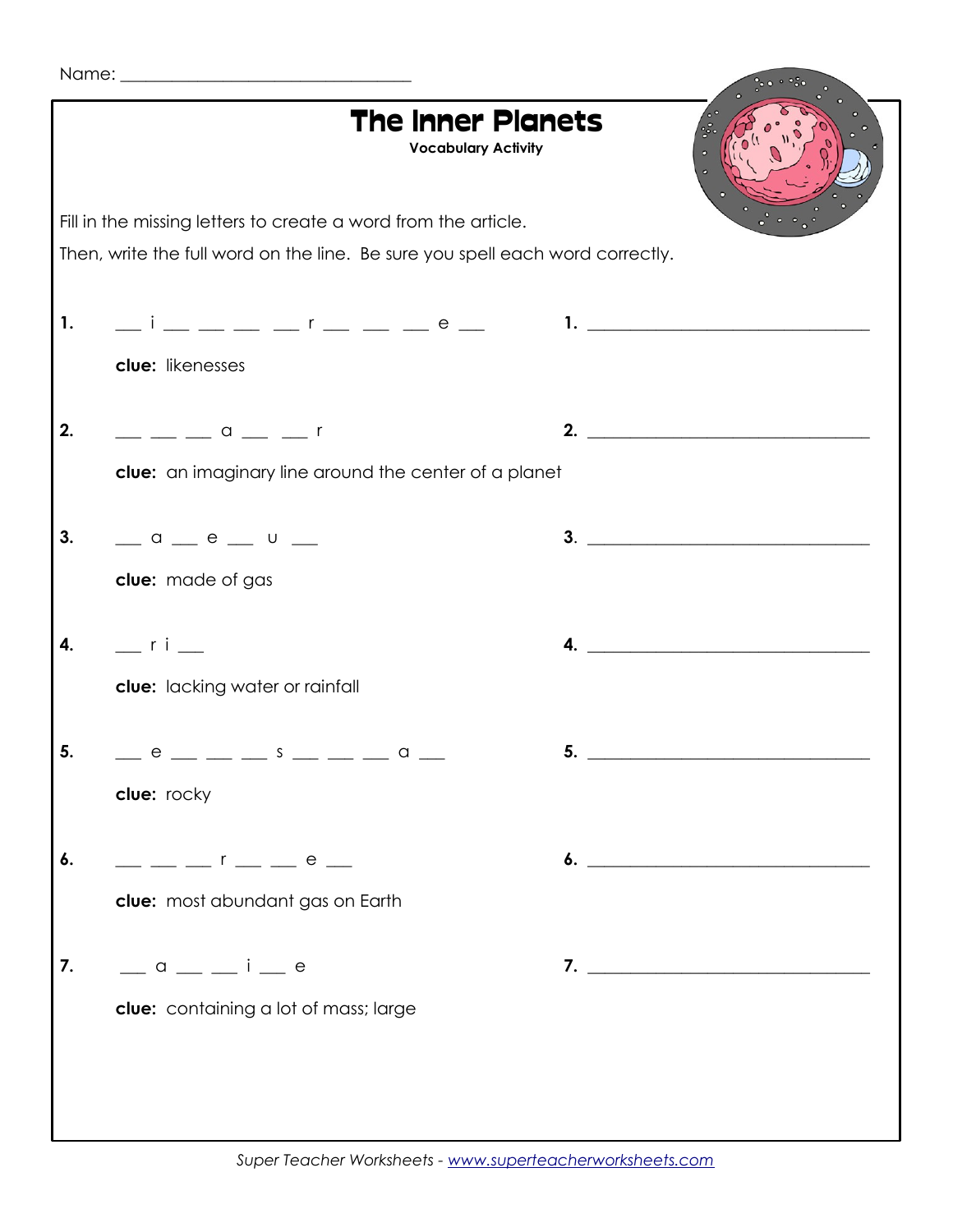Name: ______________________________

# The Inner Planets

**Vocabulary Activity**

Fill in the missing letters to create a word from the article.

Then, write the full word on the line. Be sure you spell each word correctly.

**1.** ___ i ___ ___ ___ ___ r ___ ___ ___ e ___ **1.** ______________________________

**clue:** likenesses

**2.** ___ ___ ___ a ___ ___ r **2.** ______________________________

**clue:** an imaginary line around the center of a planet

**3.** ___ a ___ e ___ u ___ **3.** ______________________________

**clue:** made of gas

**4.** ___ r i ___ **4.** ______________________________

**clue:** lacking water or rainfall

**5.** ___ e ___ ___ ___ s ___ ___ ___ a ___ **5.** ______________________________

**clue:** rocky

**6.** ___ ___ ___ r ___ ___ e ___ **6.** ______________________________

**clue:** most abundant gas on Earth

**7.** ___ a ___ ___ i ___ e **7.** ______________________________

**clue:** containing a lot of mass; large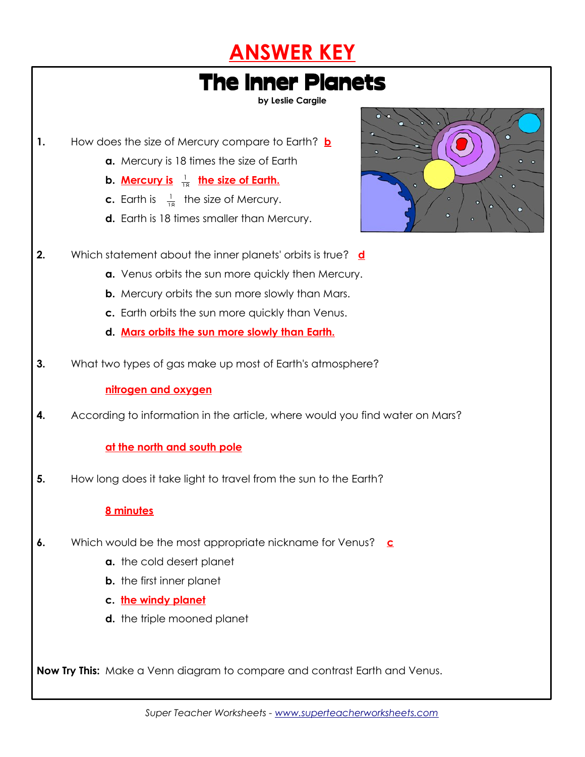# ANSWER KEY

## The Inner Planets

**by Leslie Cargile**

**1.** How does the size of Mercury compare to Earth? **b**

**a.** Mercury is 18 times the size of Earth

**b.** **Mercury is $\frac{1}{18}$ the size of Earth.**

**c.** Earth is $\frac{1}{18}$ the size of Mercury.

**d.** Earth is 18 times smaller than Mercury.

**2.** Which statement about the inner planets' orbits is true? **d**

**a.** Venus orbits the sun more quickly then Mercury.

**b.** Mercury orbits the sun more slowly than Mars.

**c.** Earth orbits the sun more quickly than Venus.

**d.** **Mars orbits the sun more slowly than Earth.**

**3.** What two types of gas make up most of Earth's atmosphere?

**nitrogen and oxygen**

**4.** According to information in the article, where would you find water on Mars?

**at the north and south pole**

**5.** How long does it take light to travel from the sun to the Earth?

**8 minutes**

**6.** Which would be the most appropriate nickname for Venus? **c**

**a.** the cold desert planet

**b.** the first inner planet

**c.** **the windy planet**

**d.** the triple mooned planet

**Now Try This:** Make a Venn diagram to compare and contrast Earth and Venus.

*Super Teacher Worksheets - www.superteacherworksheets.com*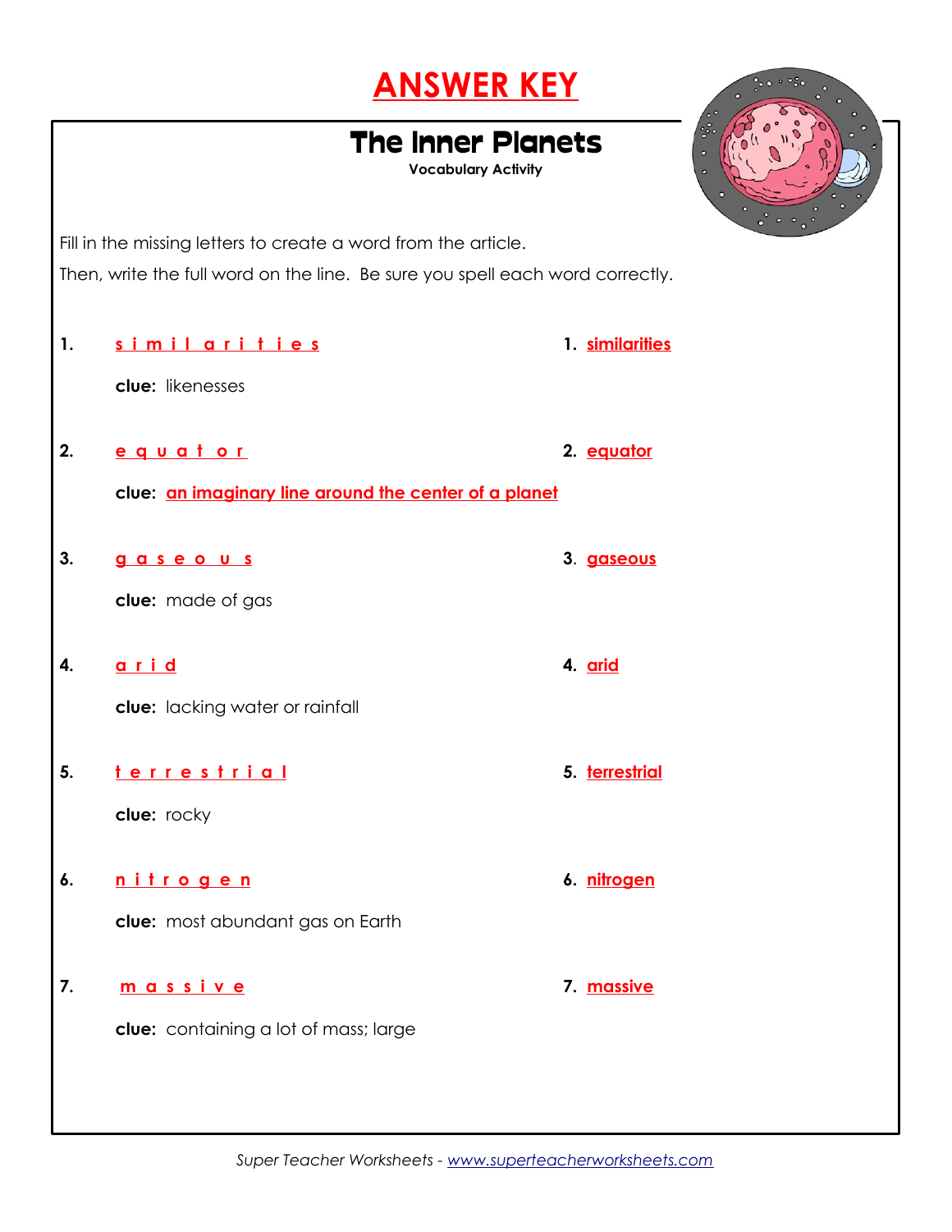# ANSWER KEY

## The Inner Planets

**Vocabulary Activity**

Fill in the missing letters to create a word from the article.
Then, write the full word on the line. Be sure you spell each word correctly.

**1.** s i m i l a r i t i e s — **1.** similarities

**clue:** likenesses

**2.** e q u a t o r — **2.** equator

**clue:** an imaginary line around the center of a planet

**3.** g a s e o u s — **3.** gaseous

**clue:** made of gas

**4.** a r i d — **4.** arid

**clue:** lacking water or rainfall

**5.** t e r r e s t r i a l — **5.** terrestrial

**clue:** rocky

**6.** n i t r o g e n — **6.** nitrogen

**clue:** most abundant gas on Earth

**7.** m a s s i v e — **7.** massive

**clue:** containing a lot of mass; large

*Super Teacher Worksheets - www.superteacherworksheets.com*